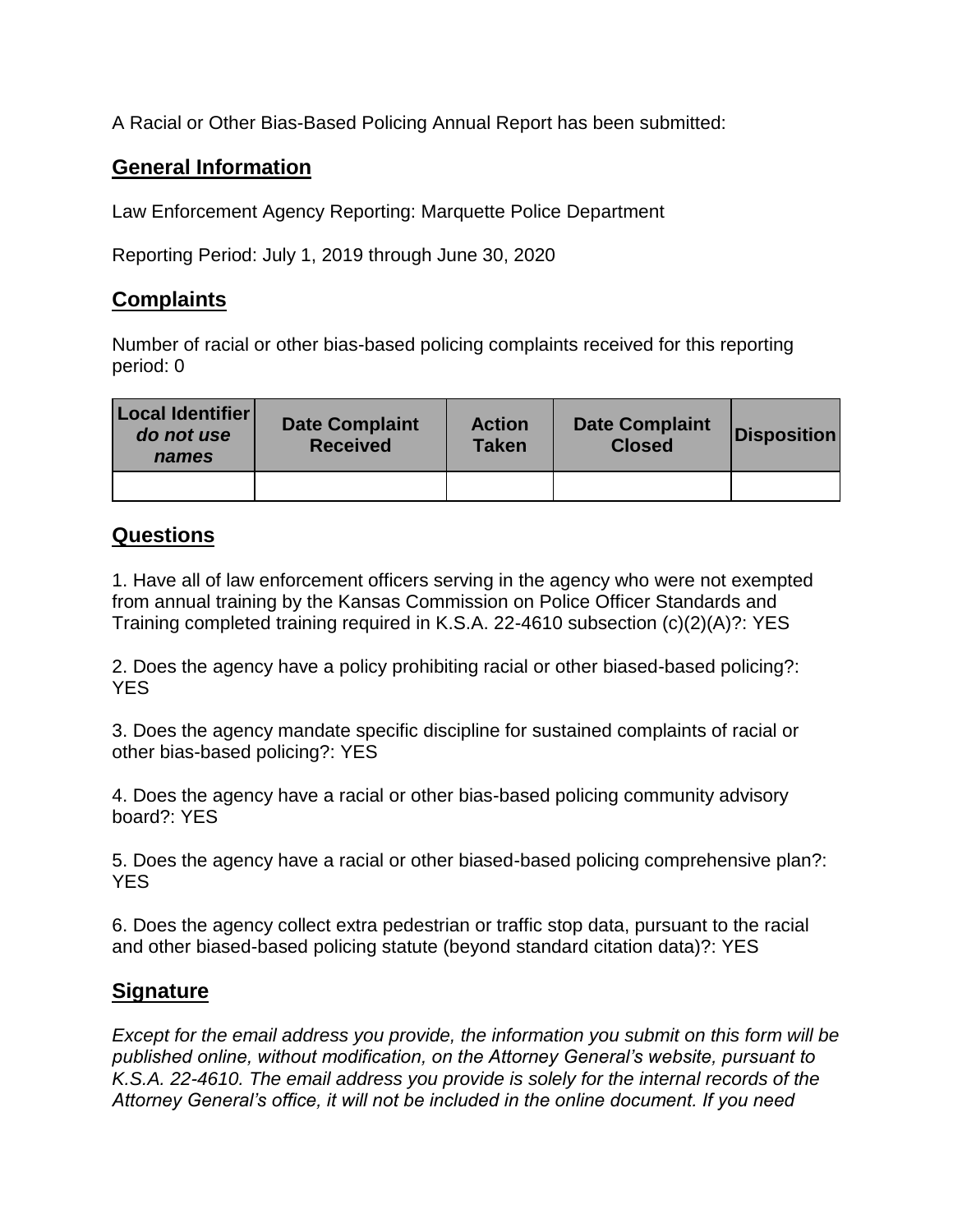A Racial or Other Bias-Based Policing Annual Report has been submitted:

## General Information

Law Enforcement Agency Reporting: Marquette Police Department

Reporting Period: July 1, 2019 through June 30, 2020

## Complaints

Number of racial or other bias-based policing complaints received for this reporting period: 0

| Local Identifier *do not use names* | Date Complaint Received | Action Taken | Date Complaint Closed | Disposition |
|---|---|---|---|---|
| | | | | |

## Questions

1. Have all of law enforcement officers serving in the agency who were not exempted from annual training by the Kansas Commission on Police Officer Standards and Training completed training required in K.S.A. 22-4610 subsection (c)(2)(A)?: YES

2. Does the agency have a policy prohibiting racial or other biased-based policing?: YES

3. Does the agency mandate specific discipline for sustained complaints of racial or other bias-based policing?: YES

4. Does the agency have a racial or other bias-based policing community advisory board?: YES

5. Does the agency have a racial or other biased-based policing comprehensive plan?: YES

6. Does the agency collect extra pedestrian or traffic stop data, pursuant to the racial and other biased-based policing statute (beyond standard citation data)?: YES

## Signature

*Except for the email address you provide, the information you submit on this form will be published online, without modification, on the Attorney General's website, pursuant to K.S.A. 22-4610. The email address you provide is solely for the internal records of the Attorney General's office, it will not be included in the online document. If you need*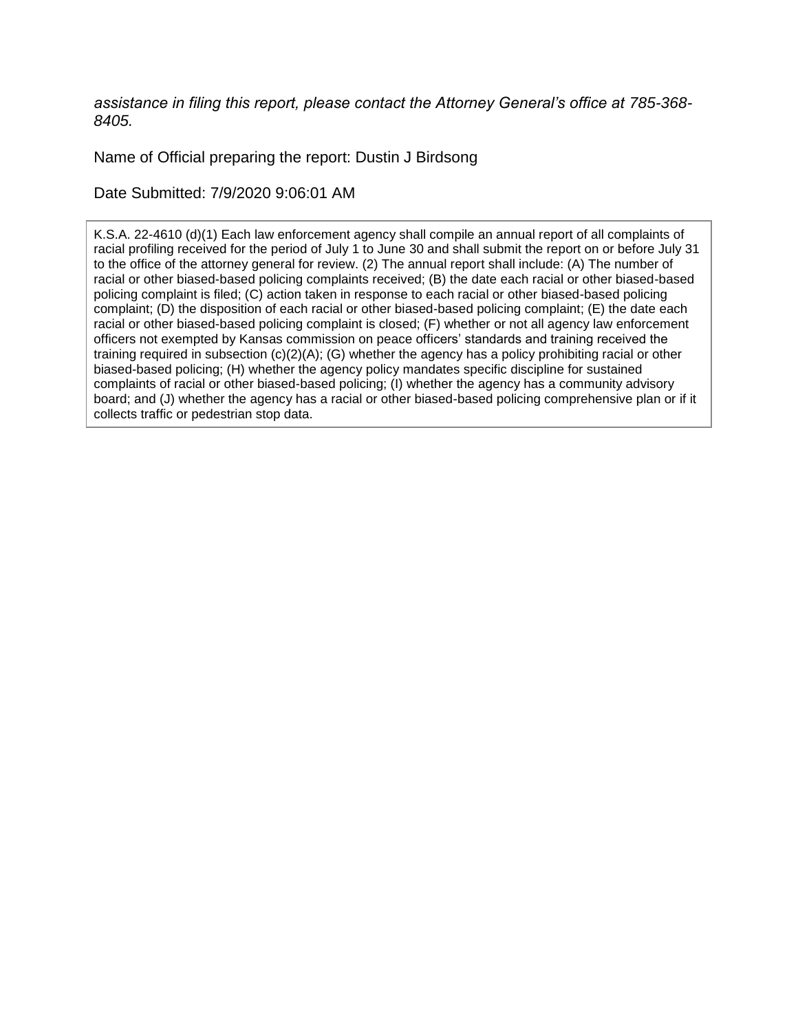*assistance in filing this report, please contact the Attorney General's office at 785-368-8405.*

Name of Official preparing the report: Dustin J Birdsong

Date Submitted: 7/9/2020 9:06:01 AM

K.S.A. 22-4610 (d)(1) Each law enforcement agency shall compile an annual report of all complaints of racial profiling received for the period of July 1 to June 30 and shall submit the report on or before July 31 to the office of the attorney general for review. (2) The annual report shall include: (A) The number of racial or other biased-based policing complaints received; (B) the date each racial or other biased-based policing complaint is filed; (C) action taken in response to each racial or other biased-based policing complaint; (D) the disposition of each racial or other biased-based policing complaint; (E) the date each racial or other biased-based policing complaint is closed; (F) whether or not all agency law enforcement officers not exempted by Kansas commission on peace officers' standards and training received the training required in subsection (c)(2)(A); (G) whether the agency has a policy prohibiting racial or other biased-based policing; (H) whether the agency policy mandates specific discipline for sustained complaints of racial or other biased-based policing; (I) whether the agency has a community advisory board; and (J) whether the agency has a racial or other biased-based policing comprehensive plan or if it collects traffic or pedestrian stop data.